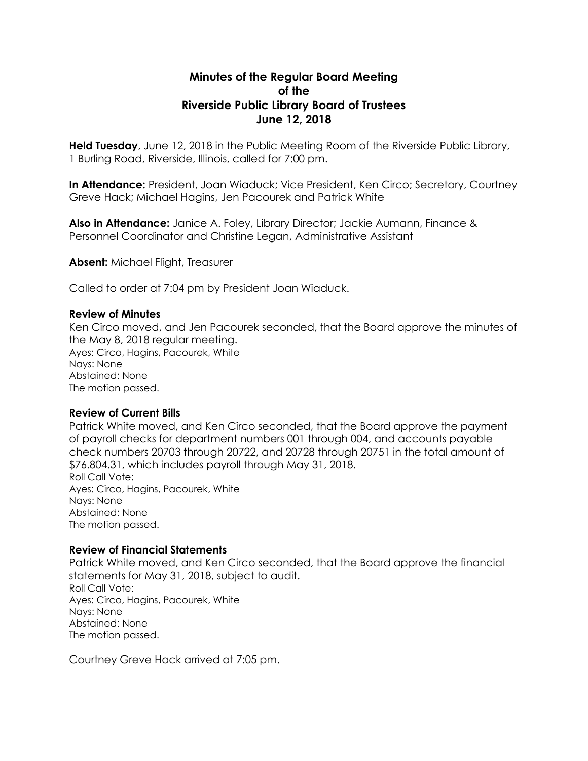# Minutes of the Regular Board Meeting of the Riverside Public Library Board of Trustees June 12, 2018

**Held Tuesday**, June 12, 2018 in the Public Meeting Room of the Riverside Public Library, 1 Burling Road, Riverside, Illinois, called for 7:00 pm.

**In Attendance:** President, Joan Wiaduck; Vice President, Ken Circo; Secretary, Courtney Greve Hack; Michael Hagins, Jen Pacourek and Patrick White

**Also in Attendance:** Janice A. Foley, Library Director; Jackie Aumann, Finance & Personnel Coordinator and Christine Legan, Administrative Assistant

**Absent:** Michael Flight, Treasurer

Called to order at 7:04 pm by President Joan Wiaduck.

### Review of Minutes

Ken Circo moved, and Jen Pacourek seconded, that the Board approve the minutes of the May 8, 2018 regular meeting.
Ayes: Circo, Hagins, Pacourek, White
Nays: None
Abstained: None
The motion passed.

### Review of Current Bills

Patrick White moved, and Ken Circo seconded, that the Board approve the payment of payroll checks for department numbers 001 through 004, and accounts payable check numbers 20703 through 20722, and 20728 through 20751 in the total amount of $76.804.31, which includes payroll through May 31, 2018.
Roll Call Vote:
Ayes: Circo, Hagins, Pacourek, White
Nays: None
Abstained: None
The motion passed.

### Review of Financial Statements

Patrick White moved, and Ken Circo seconded, that the Board approve the financial statements for May 31, 2018, subject to audit.
Roll Call Vote:
Ayes: Circo, Hagins, Pacourek, White
Nays: None
Abstained: None
The motion passed.

Courtney Greve Hack arrived at 7:05 pm.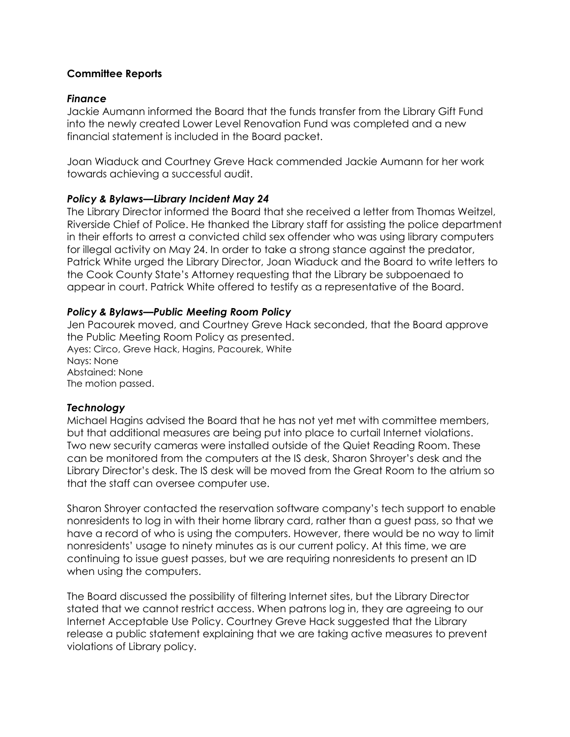**Committee Reports**

***Finance***

Jackie Aumann informed the Board that the funds transfer from the Library Gift Fund into the newly created Lower Level Renovation Fund was completed and a new financial statement is included in the Board packet.

Joan Wiaduck and Courtney Greve Hack commended Jackie Aumann for her work towards achieving a successful audit.

***Policy & Bylaws—Library Incident May 24***

The Library Director informed the Board that she received a letter from Thomas Weitzel, Riverside Chief of Police. He thanked the Library staff for assisting the police department in their efforts to arrest a convicted child sex offender who was using library computers for illegal activity on May 24. In order to take a strong stance against the predator, Patrick White urged the Library Director, Joan Wiaduck and the Board to write letters to the Cook County State's Attorney requesting that the Library be subpoenaed to appear in court. Patrick White offered to testify as a representative of the Board.

***Policy & Bylaws—Public Meeting Room Policy***

Jen Pacourek moved, and Courtney Greve Hack seconded, that the Board approve the Public Meeting Room Policy as presented.
Ayes: Circo, Greve Hack, Hagins, Pacourek, White
Nays: None
Abstained: None
The motion passed.

***Technology***

Michael Hagins advised the Board that he has not yet met with committee members, but that additional measures are being put into place to curtail Internet violations. Two new security cameras were installed outside of the Quiet Reading Room. These can be monitored from the computers at the IS desk, Sharon Shroyer's desk and the Library Director's desk. The IS desk will be moved from the Great Room to the atrium so that the staff can oversee computer use.

Sharon Shroyer contacted the reservation software company's tech support to enable nonresidents to log in with their home library card, rather than a guest pass, so that we have a record of who is using the computers. However, there would be no way to limit nonresidents' usage to ninety minutes as is our current policy. At this time, we are continuing to issue guest passes, but we are requiring nonresidents to present an ID when using the computers.

The Board discussed the possibility of filtering Internet sites, but the Library Director stated that we cannot restrict access. When patrons log in, they are agreeing to our Internet Acceptable Use Policy. Courtney Greve Hack suggested that the Library release a public statement explaining that we are taking active measures to prevent violations of Library policy.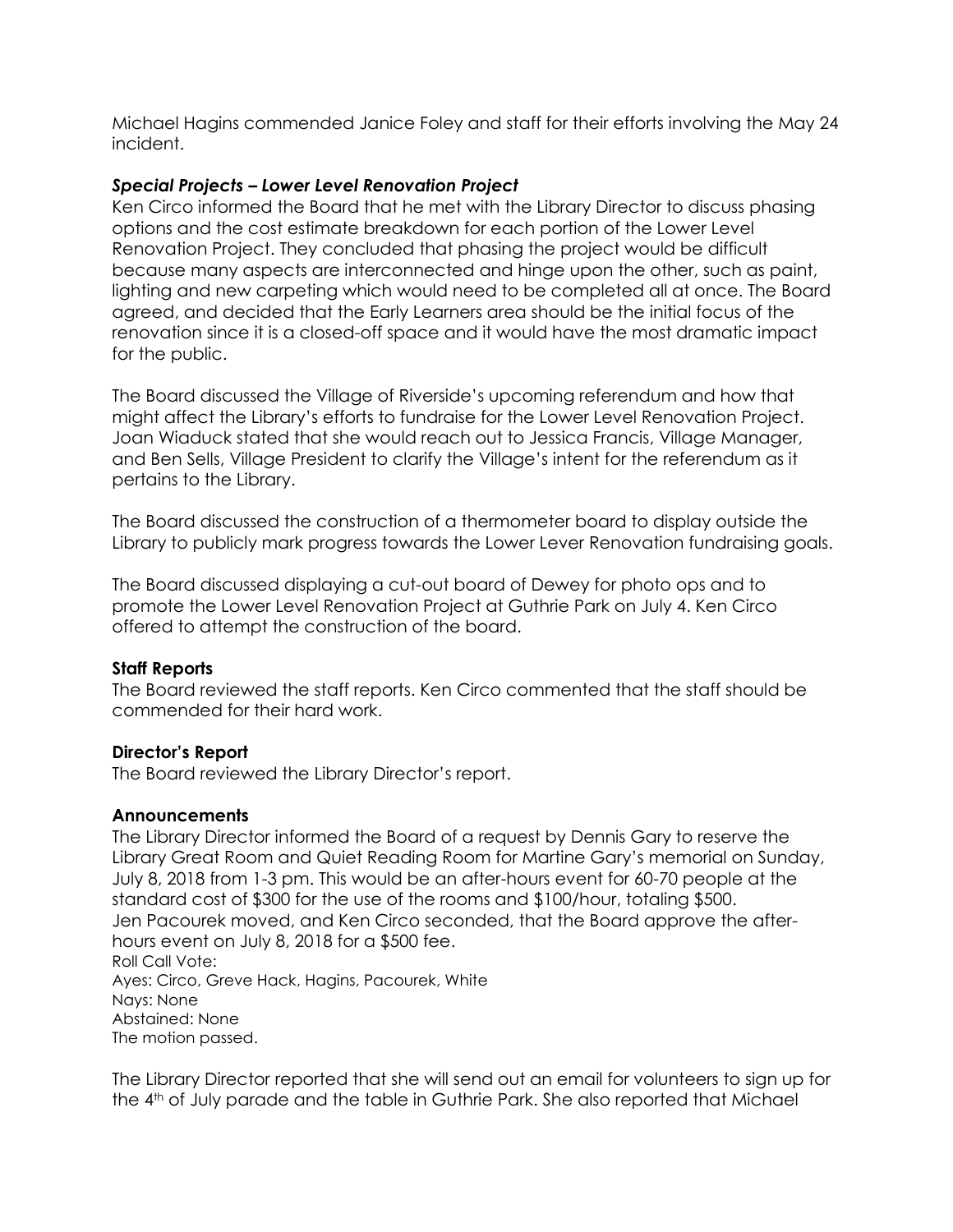Michael Hagins commended Janice Foley and staff for their efforts involving the May 24 incident.

***Special Projects – Lower Level Renovation Project***

Ken Circo informed the Board that he met with the Library Director to discuss phasing options and the cost estimate breakdown for each portion of the Lower Level Renovation Project. They concluded that phasing the project would be difficult because many aspects are interconnected and hinge upon the other, such as paint, lighting and new carpeting which would need to be completed all at once. The Board agreed, and decided that the Early Learners area should be the initial focus of the renovation since it is a closed-off space and it would have the most dramatic impact for the public.

The Board discussed the Village of Riverside's upcoming referendum and how that might affect the Library's efforts to fundraise for the Lower Level Renovation Project. Joan Wiaduck stated that she would reach out to Jessica Francis, Village Manager, and Ben Sells, Village President to clarify the Village's intent for the referendum as it pertains to the Library.

The Board discussed the construction of a thermometer board to display outside the Library to publicly mark progress towards the Lower Lever Renovation fundraising goals.

The Board discussed displaying a cut-out board of Dewey for photo ops and to promote the Lower Level Renovation Project at Guthrie Park on July 4. Ken Circo offered to attempt the construction of the board.

**Staff Reports**

The Board reviewed the staff reports. Ken Circo commented that the staff should be commended for their hard work.

**Director's Report**

The Board reviewed the Library Director's report.

**Announcements**

The Library Director informed the Board of a request by Dennis Gary to reserve the Library Great Room and Quiet Reading Room for Martine Gary's memorial on Sunday, July 8, 2018 from 1-3 pm. This would be an after-hours event for 60-70 people at the standard cost of $300 for the use of the rooms and $100/hour, totaling $500.
Jen Pacourek moved, and Ken Circo seconded, that the Board approve the after-hours event on July 8, 2018 for a $500 fee.
Roll Call Vote:
Ayes: Circo, Greve Hack, Hagins, Pacourek, White
Nays: None
Abstained: None
The motion passed.

The Library Director reported that she will send out an email for volunteers to sign up for the 4th of July parade and the table in Guthrie Park. She also reported that Michael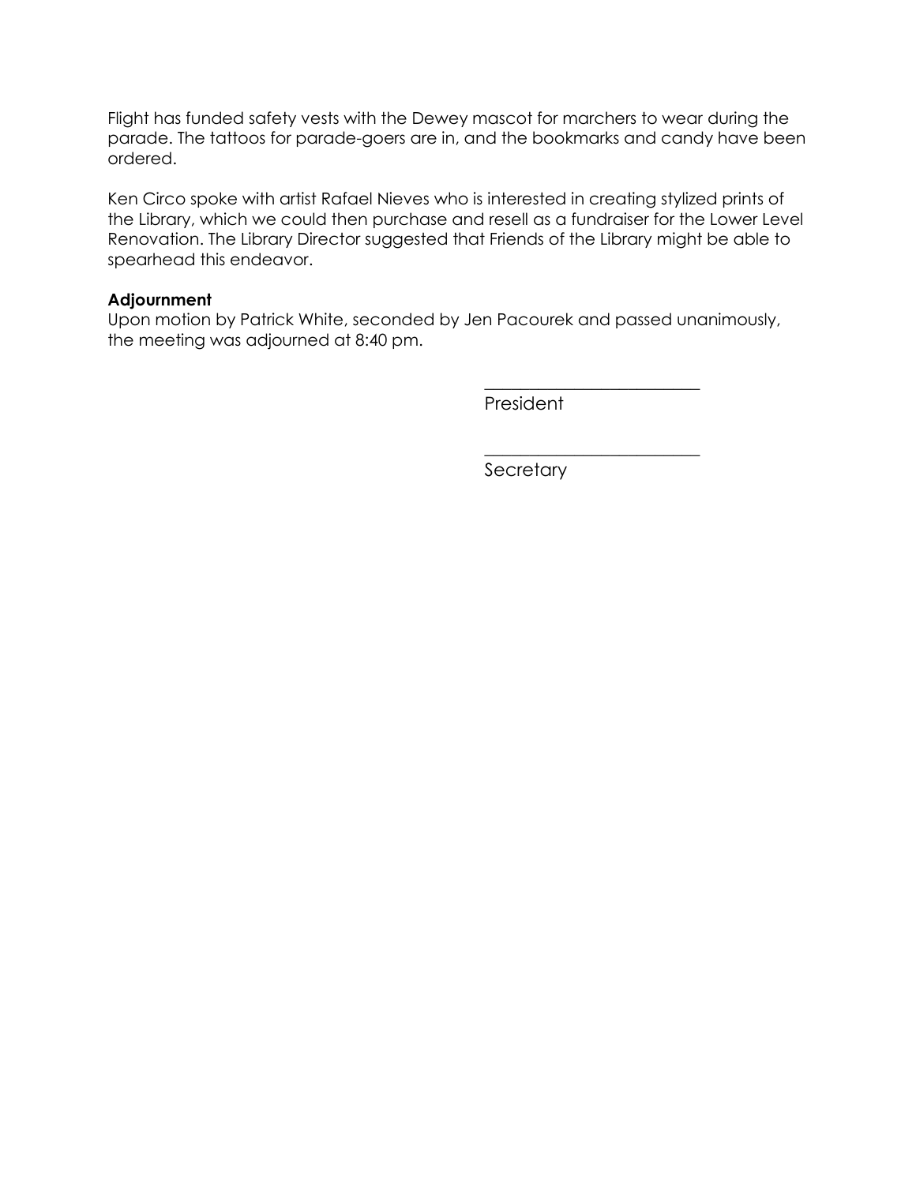Flight has funded safety vests with the Dewey mascot for marchers to wear during the parade. The tattoos for parade-goers are in, and the bookmarks and candy have been ordered.

Ken Circo spoke with artist Rafael Nieves who is interested in creating stylized prints of the Library, which we could then purchase and resell as a fundraiser for the Lower Level Renovation. The Library Director suggested that Friends of the Library might be able to spearhead this endeavor.

**Adjournment**
Upon motion by Patrick White, seconded by Jen Pacourek and passed unanimously, the meeting was adjourned at 8:40 pm.

\_\_\_\_\_\_\_\_\_\_\_\_\_\_\_\_\_\_\_\_\_\_\_\_\_
President

\_\_\_\_\_\_\_\_\_\_\_\_\_\_\_\_\_\_\_\_\_\_\_\_\_
Secretary